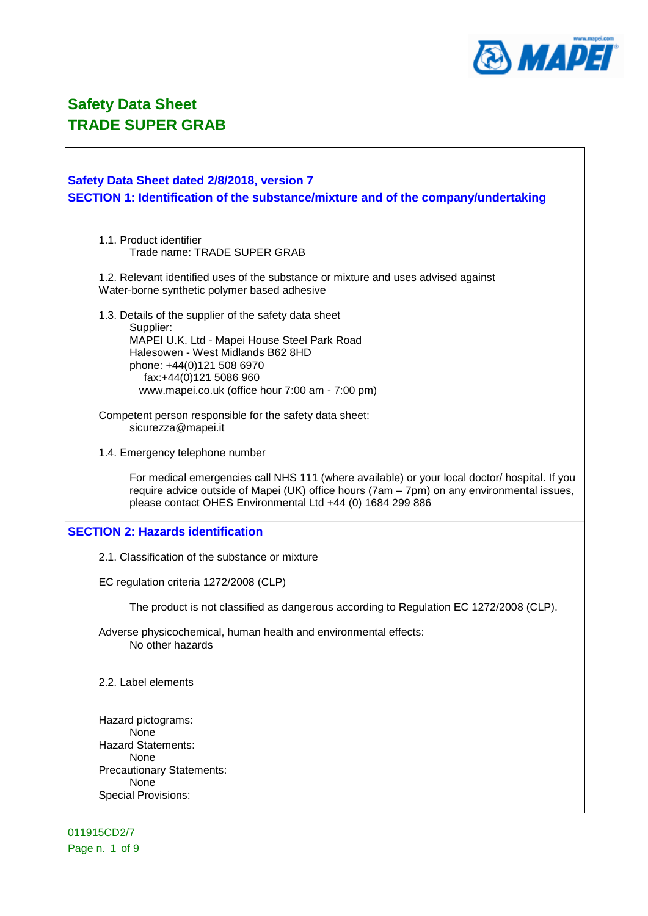# Safety Data Sheet
# TRADE SUPER GRAB

## Safety Data Sheet dated 2/8/2018, version 7

## SECTION 1: Identification of the substance/mixture and of the company/undertaking

1.1. Product identifier
Trade name: TRADE SUPER GRAB

1.2. Relevant identified uses of the substance or mixture and uses advised against
Water-borne synthetic polymer based adhesive

1.3. Details of the supplier of the safety data sheet
Supplier:
MAPEI U.K. Ltd - Mapei House Steel Park Road
Halesowen - West Midlands B62 8HD
phone: +44(0)121 508 6970
fax:+44(0)121 5086 960
www.mapei.co.uk (office hour 7:00 am - 7:00 pm)

Competent person responsible for the safety data sheet:
sicurezza@mapei.it

1.4. Emergency telephone number

For medical emergencies call NHS 111 (where available) or your local doctor/ hospital. If you require advice outside of Mapei (UK) office hours (7am – 7pm) on any environmental issues, please contact OHES Environmental Ltd +44 (0) 1684 299 886

## SECTION 2: Hazards identification

2.1. Classification of the substance or mixture

EC regulation criteria 1272/2008 (CLP)

The product is not classified as dangerous according to Regulation EC 1272/2008 (CLP).

Adverse physicochemical, human health and environmental effects:
No other hazards

2.2. Label elements

Hazard pictograms:
None
Hazard Statements:
None
Precautionary Statements:
None
Special Provisions:

011915CD2/7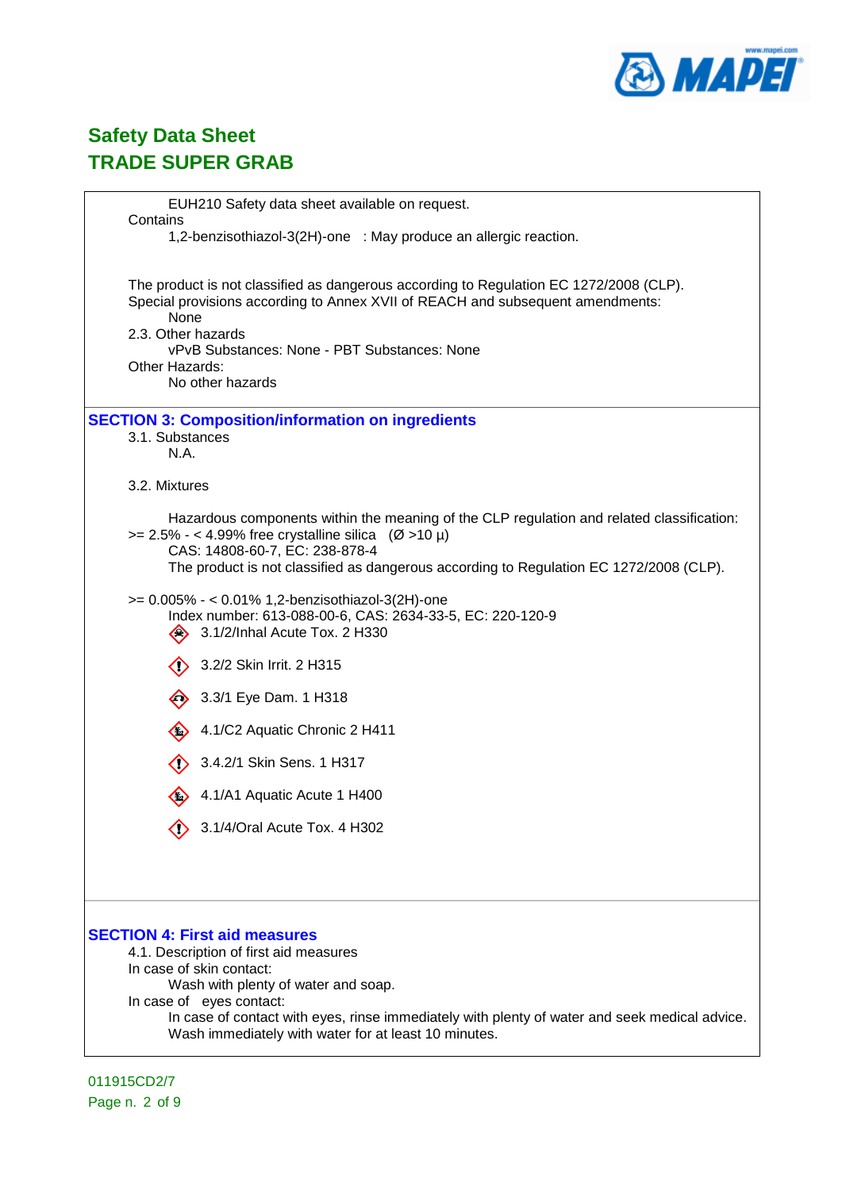EUH210 Safety data sheet available on request.

Contains

1,2-benzisothiazol-3(2H)-one : May produce an allergic reaction.

The product is not classified as dangerous according to Regulation EC 1272/2008 (CLP).

Special provisions according to Annex XVII of REACH and subsequent amendments:

None

2.3. Other hazards

vPvB Substances: None - PBT Substances: None

Other Hazards:

No other hazards

## SECTION 3: Composition/information on ingredients

3.1. Substances

N.A.

3.2. Mixtures

Hazardous components within the meaning of the CLP regulation and related classification:

>= 2.5% - < 4.99% free crystalline silica (Ø >10 µ)

CAS: 14808-60-7, EC: 238-878-4

The product is not classified as dangerous according to Regulation EC 1272/2008 (CLP).

>= 0.005% - < 0.01% 1,2-benzisothiazol-3(2H)-one

Index number: 613-088-00-6, CAS: 2634-33-5, EC: 220-120-9

- 3.1/2/Inhal Acute Tox. 2 H330
- 3.2/2 Skin Irrit. 2 H315
- 3.3/1 Eye Dam. 1 H318
- 4.1/C2 Aquatic Chronic 2 H411
- 3.4.2/1 Skin Sens. 1 H317
- 4.1/A1 Aquatic Acute 1 H400
- 3.1/4/Oral Acute Tox. 4 H302

## SECTION 4: First aid measures

4.1. Description of first aid measures

In case of skin contact:

Wash with plenty of water and soap.

In case of eyes contact:

In case of contact with eyes, rinse immediately with plenty of water and seek medical advice.
Wash immediately with water for at least 10 minutes.

011915CD2/7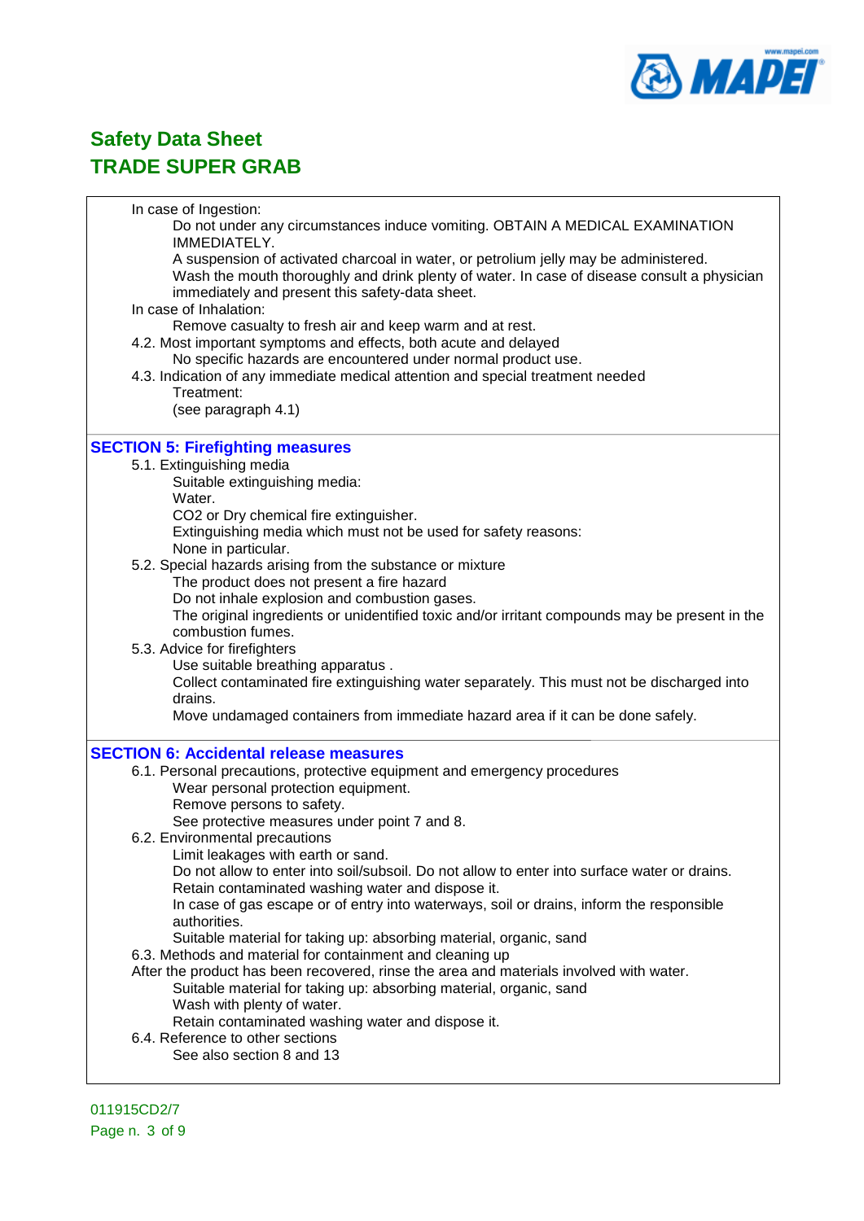In case of Ingestion:

Do not under any circumstances induce vomiting. OBTAIN A MEDICAL EXAMINATION IMMEDIATELY.

A suspension of activated charcoal in water, or petrolium jelly may be administered.

Wash the mouth thoroughly and drink plenty of water. In case of disease consult a physician immediately and present this safety-data sheet.

In case of Inhalation:

Remove casualty to fresh air and keep warm and at rest.

4.2. Most important symptoms and effects, both acute and delayed

No specific hazards are encountered under normal product use.

4.3. Indication of any immediate medical attention and special treatment needed

Treatment:

(see paragraph 4.1)

## SECTION 5: Firefighting measures

5.1. Extinguishing media

Suitable extinguishing media:

Water.

CO2 or Dry chemical fire extinguisher.

Extinguishing media which must not be used for safety reasons:

None in particular.

5.2. Special hazards arising from the substance or mixture

The product does not present a fire hazard

Do not inhale explosion and combustion gases.

The original ingredients or unidentified toxic and/or irritant compounds may be present in the combustion fumes.

5.3. Advice for firefighters

Use suitable breathing apparatus .

Collect contaminated fire extinguishing water separately. This must not be discharged into drains.

Move undamaged containers from immediate hazard area if it can be done safely.

## SECTION 6: Accidental release measures

6.1. Personal precautions, protective equipment and emergency procedures

Wear personal protection equipment.

Remove persons to safety.

See protective measures under point 7 and 8.

6.2. Environmental precautions

Limit leakages with earth or sand.

Do not allow to enter into soil/subsoil. Do not allow to enter into surface water or drains.

Retain contaminated washing water and dispose it.

In case of gas escape or of entry into waterways, soil or drains, inform the responsible authorities.

Suitable material for taking up: absorbing material, organic, sand

6.3. Methods and material for containment and cleaning up

After the product has been recovered, rinse the area and materials involved with water.

Suitable material for taking up: absorbing material, organic, sand

Wash with plenty of water.

Retain contaminated washing water and dispose it.

6.4. Reference to other sections

See also section 8 and 13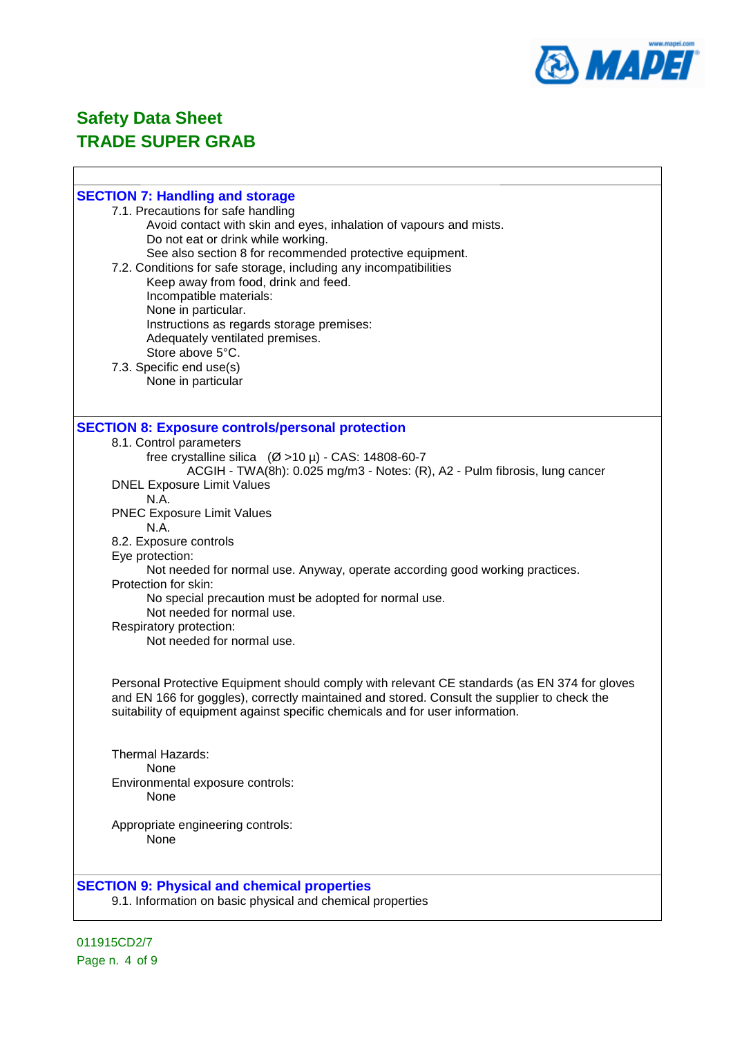# Safety Data Sheet
# TRADE SUPER GRAB

## SECTION 7: Handling and storage

7.1. Precautions for safe handling

Avoid contact with skin and eyes, inhalation of vapours and mists.
Do not eat or drink while working.
See also section 8 for recommended protective equipment.

7.2. Conditions for safe storage, including any incompatibilities

Keep away from food, drink and feed.
Incompatible materials:
None in particular.
Instructions as regards storage premises:
Adequately ventilated premises.
Store above 5°C.

7.3. Specific end use(s)

None in particular

## SECTION 8: Exposure controls/personal protection

8.1. Control parameters

free crystalline silica (Ø >10 µ) - CAS: 14808-60-7
ACGIH - TWA(8h): 0.025 mg/m3 - Notes: (R), A2 - Pulm fibrosis, lung cancer

DNEL Exposure Limit Values

N.A.

PNEC Exposure Limit Values

N.A.

8.2. Exposure controls

Eye protection:

Not needed for normal use. Anyway, operate according good working practices.

Protection for skin:

No special precaution must be adopted for normal use.
Not needed for normal use.

Respiratory protection:

Not needed for normal use.

Personal Protective Equipment should comply with relevant CE standards (as EN 374 for gloves and EN 166 for goggles), correctly maintained and stored. Consult the supplier to check the suitability of equipment against specific chemicals and for user information.

Thermal Hazards:

None

Environmental exposure controls:

None

Appropriate engineering controls:

None

## SECTION 9: Physical and chemical properties

9.1. Information on basic physical and chemical properties

011915CD2/7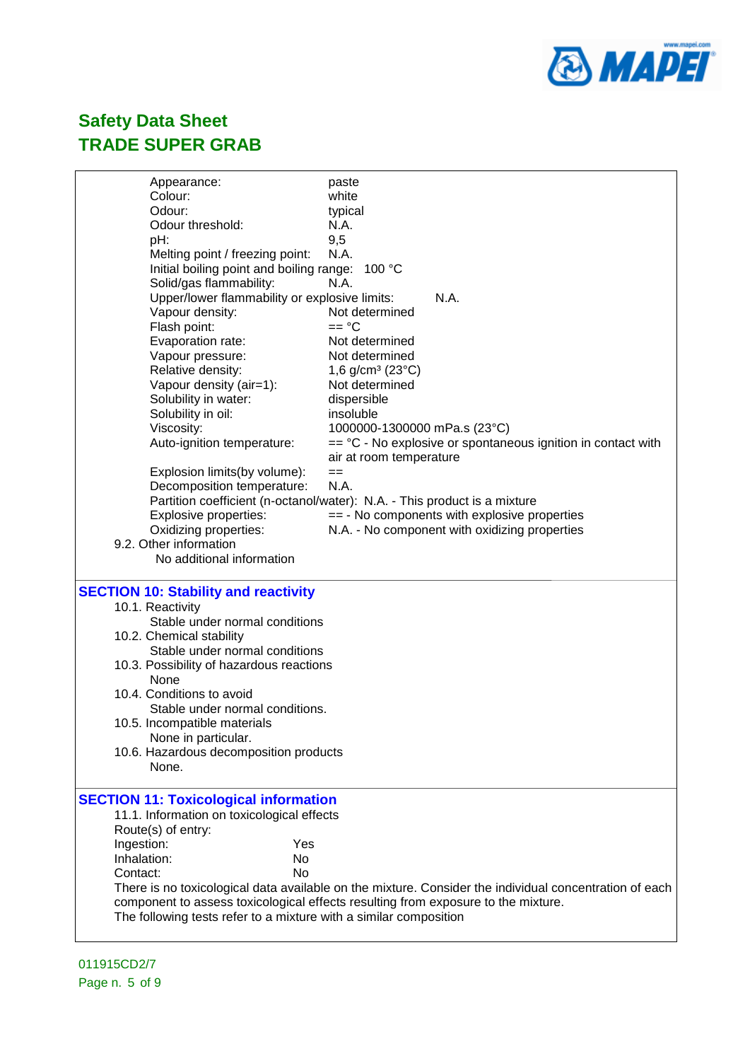# Safety Data Sheet
# TRADE SUPER GRAB

Appearance: paste
Colour: white
Odour: typical
Odour threshold: N.A.
pH: 9,5
Melting point / freezing point: N.A.
Initial boiling point and boiling range: 100 °C
Solid/gas flammability: N.A.
Upper/lower flammability or explosive limits: N.A.
Vapour density: Not determined
Flash point: == °C
Evaporation rate: Not determined
Vapour pressure: Not determined
Relative density: 1,6 g/cm³ (23°C)
Vapour density (air=1): Not determined
Solubility in water: dispersible
Solubility in oil: insoluble
Viscosity: 1000000-1300000 mPa.s (23°C)
Auto-ignition temperature: == °C - No explosive or spontaneous ignition in contact with air at room temperature
Explosion limits(by volume): ==
Decomposition temperature: N.A.
Partition coefficient (n-octanol/water): N.A. - This product is a mixture
Explosive properties: == - No components with explosive properties
Oxidizing properties: N.A. - No component with oxidizing properties

9.2. Other information
No additional information

## SECTION 10: Stability and reactivity

10.1. Reactivity
Stable under normal conditions

10.2. Chemical stability
Stable under normal conditions

10.3. Possibility of hazardous reactions
None

10.4. Conditions to avoid
Stable under normal conditions.

10.5. Incompatible materials
None in particular.

10.6. Hazardous decomposition products
None.

## SECTION 11: Toxicological information

11.1. Information on toxicological effects

Route(s) of entry:
Ingestion: Yes
Inhalation: No
Contact: No

There is no toxicological data available on the mixture. Consider the individual concentration of each component to assess toxicological effects resulting from exposure to the mixture.
The following tests refer to a mixture with a similar composition

011915CD2/7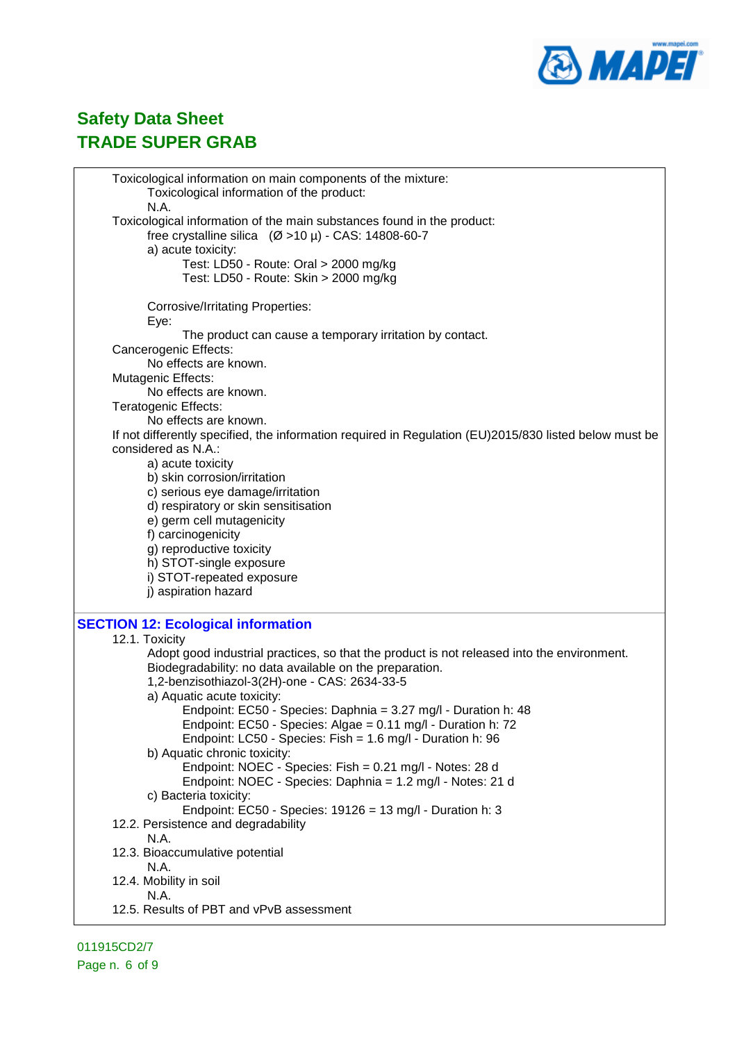Toxicological information on main components of the mixture:

Toxicological information of the product:

N.A.

Toxicological information of the main substances found in the product:

free crystalline silica (Ø >10 µ) - CAS: 14808-60-7

a) acute toxicity:

Test: LD50 - Route: Oral > 2000 mg/kg

Test: LD50 - Route: Skin > 2000 mg/kg

Corrosive/Irritating Properties:

Eye:

The product can cause a temporary irritation by contact.

Cancerogenic Effects:

No effects are known.

Mutagenic Effects:

No effects are known.

Teratogenic Effects:

No effects are known.

If not differently specified, the information required in Regulation (EU)2015/830 listed below must be considered as N.A.:

a) acute toxicity
b) skin corrosion/irritation
c) serious eye damage/irritation
d) respiratory or skin sensitisation
e) germ cell mutagenicity
f) carcinogenicity
g) reproductive toxicity
h) STOT-single exposure
i) STOT-repeated exposure
j) aspiration hazard

## SECTION 12: Ecological information

12.1. Toxicity

Adopt good industrial practices, so that the product is not released into the environment.

Biodegradability: no data available on the preparation.

1,2-benzisothiazol-3(2H)-one - CAS: 2634-33-5

a) Aquatic acute toxicity:

Endpoint: EC50 - Species: Daphnia = 3.27 mg/l - Duration h: 48

Endpoint: EC50 - Species: Algae = 0.11 mg/l - Duration h: 72

Endpoint: LC50 - Species: Fish = 1.6 mg/l - Duration h: 96

b) Aquatic chronic toxicity:

Endpoint: NOEC - Species: Fish = 0.21 mg/l - Notes: 28 d

Endpoint: NOEC - Species: Daphnia = 1.2 mg/l - Notes: 21 d

c) Bacteria toxicity:

Endpoint: EC50 - Species: 19126 = 13 mg/l - Duration h: 3

12.2. Persistence and degradability

N.A.

12.3. Bioaccumulative potential

N.A.

12.4. Mobility in soil

N.A.

12.5. Results of PBT and vPvB assessment

011915CD2/7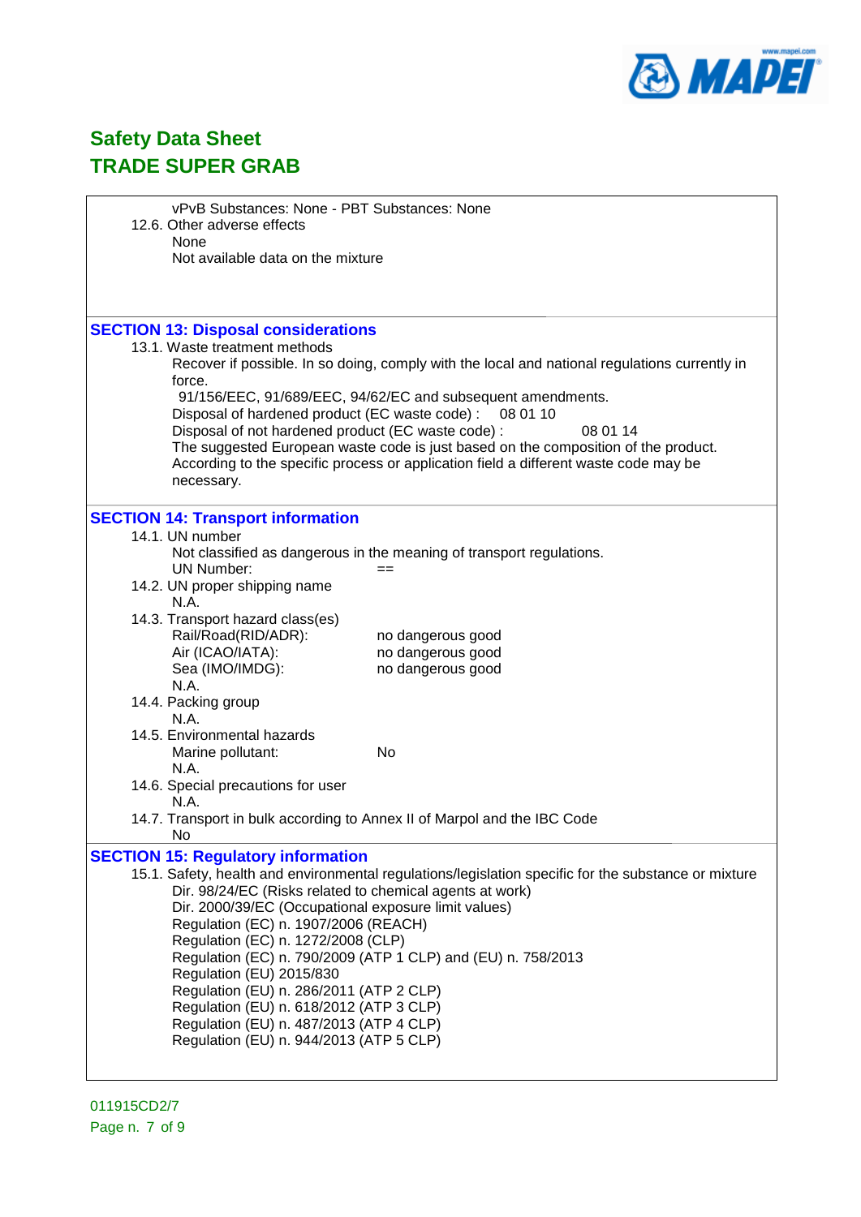vPvB Substances: None - PBT Substances: None

12.6. Other adverse effects

None

Not available data on the mixture

## SECTION 13: Disposal considerations

13.1. Waste treatment methods

Recover if possible. In so doing, comply with the local and national regulations currently in force.

91/156/EEC, 91/689/EEC, 94/62/EC and subsequent amendments.

Disposal of hardened product (EC waste code) : 08 01 10

Disposal of not hardened product (EC waste code) : 08 01 14

The suggested European waste code is just based on the composition of the product. According to the specific process or application field a different waste code may be necessary.

## SECTION 14: Transport information

14.1. UN number

Not classified as dangerous in the meaning of transport regulations.

UN Number: ==

14.2. UN proper shipping name

N.A.

14.3. Transport hazard class(es)

Rail/Road(RID/ADR): no dangerous good

Air (ICAO/IATA): no dangerous good

Sea (IMO/IMDG): no dangerous good

N.A.

14.4. Packing group

N.A.

14.5. Environmental hazards

Marine pollutant: No

N.A.

14.6. Special precautions for user

N.A.

14.7. Transport in bulk according to Annex II of Marpol and the IBC Code

No

## SECTION 15: Regulatory information

15.1. Safety, health and environmental regulations/legislation specific for the substance or mixture

Dir. 98/24/EC (Risks related to chemical agents at work)

Dir. 2000/39/EC (Occupational exposure limit values)

Regulation (EC) n. 1907/2006 (REACH)

Regulation (EC) n. 1272/2008 (CLP)

Regulation (EC) n. 790/2009 (ATP 1 CLP) and (EU) n. 758/2013

Regulation (EU) 2015/830

Regulation (EU) n. 286/2011 (ATP 2 CLP)

Regulation (EU) n. 618/2012 (ATP 3 CLP)

Regulation (EU) n. 487/2013 (ATP 4 CLP)

Regulation (EU) n. 944/2013 (ATP 5 CLP)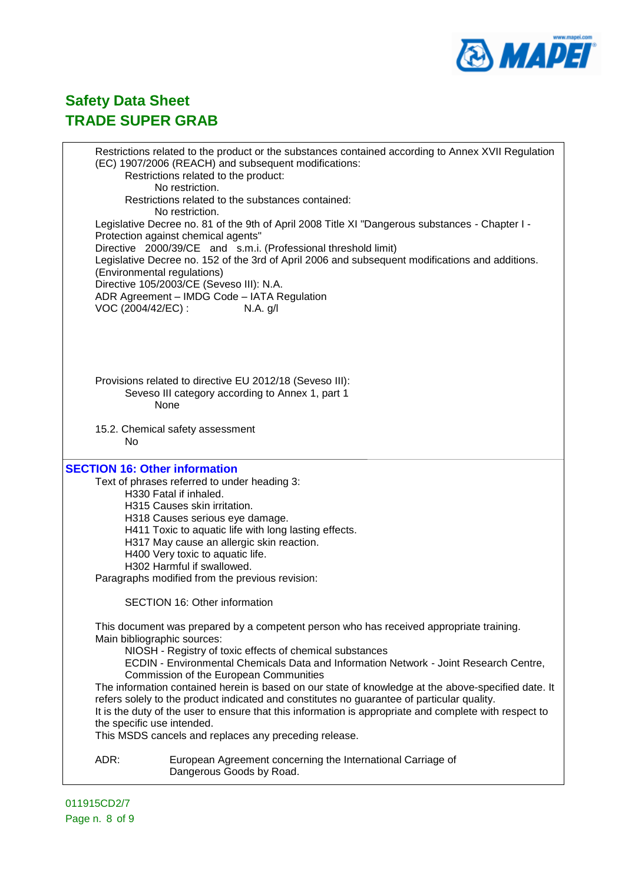Restrictions related to the product or the substances contained according to Annex XVII Regulation (EC) 1907/2006 (REACH) and subsequent modifications:

Restrictions related to the product:

No restriction.

Restrictions related to the substances contained:

No restriction.

Legislative Decree no. 81 of the 9th of April 2008 Title XI "Dangerous substances - Chapter I - Protection against chemical agents"

Directive 2000/39/CE and s.m.i. (Professional threshold limit)

Legislative Decree no. 152 of the 3rd of April 2006 and subsequent modifications and additions. (Environmental regulations)

Directive 105/2003/CE (Seveso III): N.A.

ADR Agreement – IMDG Code – IATA Regulation

VOC (2004/42/EC) : N.A. g/l

Provisions related to directive EU 2012/18 (Seveso III):

Seveso III category according to Annex 1, part 1

None

15.2. Chemical safety assessment

No

## SECTION 16: Other information

Text of phrases referred to under heading 3:

H330 Fatal if inhaled.
H315 Causes skin irritation.
H318 Causes serious eye damage.
H411 Toxic to aquatic life with long lasting effects.
H317 May cause an allergic skin reaction.
H400 Very toxic to aquatic life.
H302 Harmful if swallowed.

Paragraphs modified from the previous revision:

SECTION 16: Other information

This document was prepared by a competent person who has received appropriate training.

Main bibliographic sources:

NIOSH - Registry of toxic effects of chemical substances
ECDIN - Environmental Chemicals Data and Information Network - Joint Research Centre, Commission of the European Communities

The information contained herein is based on our state of knowledge at the above-specified date. It refers solely to the product indicated and constitutes no guarantee of particular quality.

It is the duty of the user to ensure that this information is appropriate and complete with respect to the specific use intended.

This MSDS cancels and replaces any preceding release.

ADR: European Agreement concerning the International Carriage of Dangerous Goods by Road.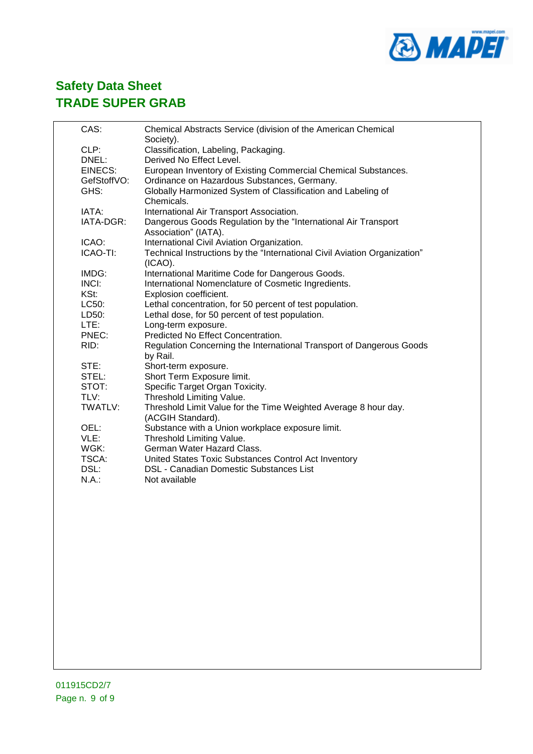# Safety Data Sheet
# TRADE SUPER GRAB

| | |
|---|---|
| CAS: | Chemical Abstracts Service (division of the American Chemical Society). |
| CLP: | Classification, Labeling, Packaging. |
| DNEL: | Derived No Effect Level. |
| EINECS: | European Inventory of Existing Commercial Chemical Substances. |
| GefStoffVO: | Ordinance on Hazardous Substances, Germany. |
| GHS: | Globally Harmonized System of Classification and Labeling of Chemicals. |
| IATA: | International Air Transport Association. |
| IATA-DGR: | Dangerous Goods Regulation by the "International Air Transport Association" (IATA). |
| ICAO: | International Civil Aviation Organization. |
| ICAO-TI: | Technical Instructions by the "International Civil Aviation Organization" (ICAO). |
| IMDG: | International Maritime Code for Dangerous Goods. |
| INCI: | International Nomenclature of Cosmetic Ingredients. |
| KSt: | Explosion coefficient. |
| LC50: | Lethal concentration, for 50 percent of test population. |
| LD50: | Lethal dose, for 50 percent of test population. |
| LTE: | Long-term exposure. |
| PNEC: | Predicted No Effect Concentration. |
| RID: | Regulation Concerning the International Transport of Dangerous Goods by Rail. |
| STE: | Short-term exposure. |
| STEL: | Short Term Exposure limit. |
| STOT: | Specific Target Organ Toxicity. |
| TLV: | Threshold Limiting Value. |
| TWATLV: | Threshold Limit Value for the Time Weighted Average 8 hour day. (ACGIH Standard). |
| OEL: | Substance with a Union workplace exposure limit. |
| VLE: | Threshold Limiting Value. |
| WGK: | German Water Hazard Class. |
| TSCA: | United States Toxic Substances Control Act Inventory |
| DSL: | DSL - Canadian Domestic Substances List |
| N.A.: | Not available |

011915CD2/7